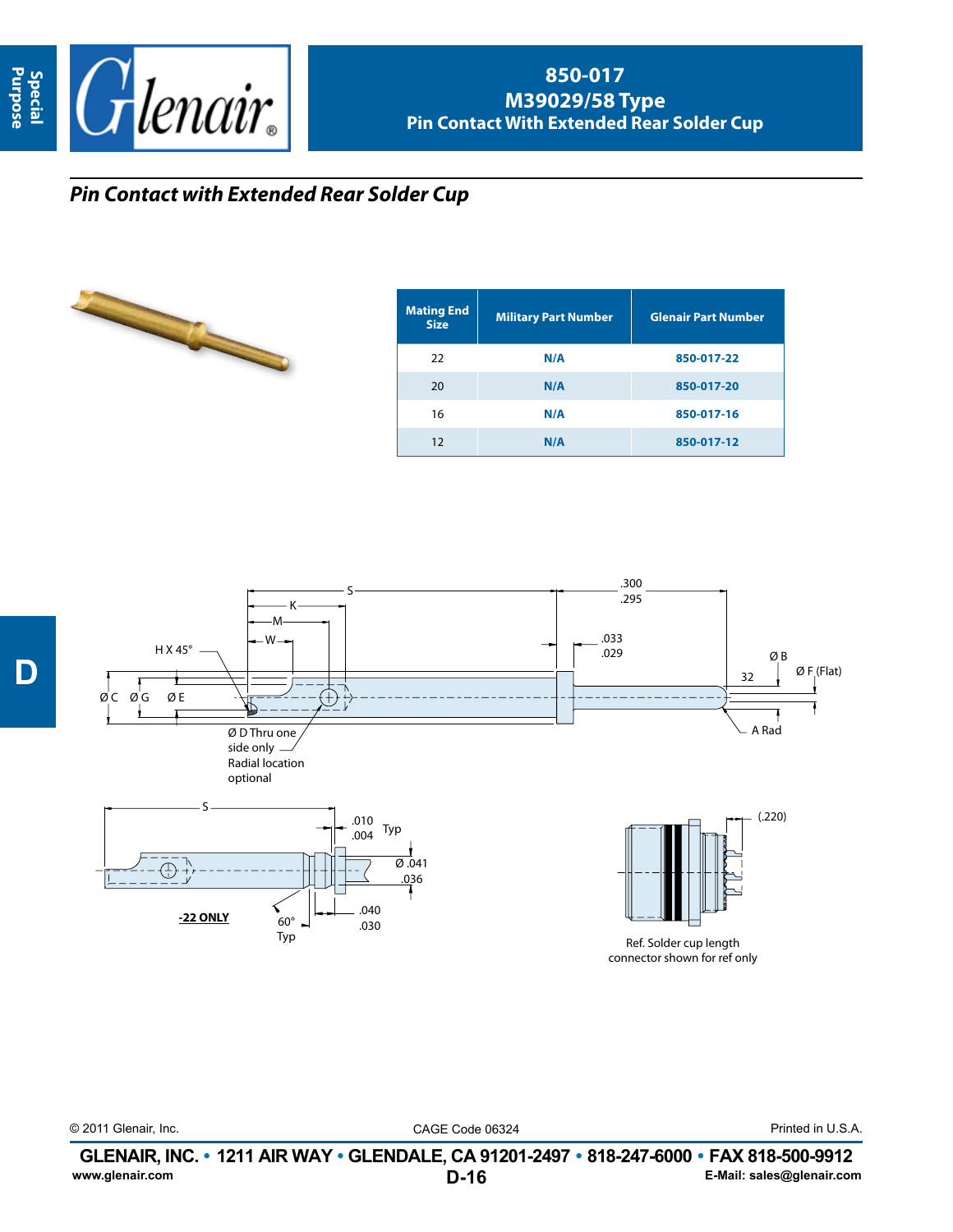# 850-017
## M39029/58 Type
## Pin Contact With Extended Rear Solder Cup

### *Pin Contact with Extended Rear Solder Cup*

| Mating End Size | Military Part Number | Glenair Part Number |
|---|---|---|
| 22 | N/A | 850-017-22 |
| 20 | N/A | 850-017-20 |
| 16 | N/A | 850-017-16 |
| 12 | N/A | 850-017-12 |

S

K

M

W

H X 45°

.300
.295

.033
.029

Ø B

32

Ø F (Flat)

Ø C Ø G Ø E

A Rad

Ø D Thru one side only
Radial location optional

S

.010
.004 Typ

Ø .041
.036

**-22 ONLY**

60° Typ

.040
.030

(.220)

Ref. Solder cup length connector shown for ref only

© 2011 Glenair, Inc.   CAGE Code 06324   Printed in U.S.A.

**GLENAIR, INC. • 1211 AIR WAY • GLENDALE, CA 91201-2497 • 818-247-6000 • FAX 818-500-9912**

www.glenair.com   E-Mail: sales@glenair.com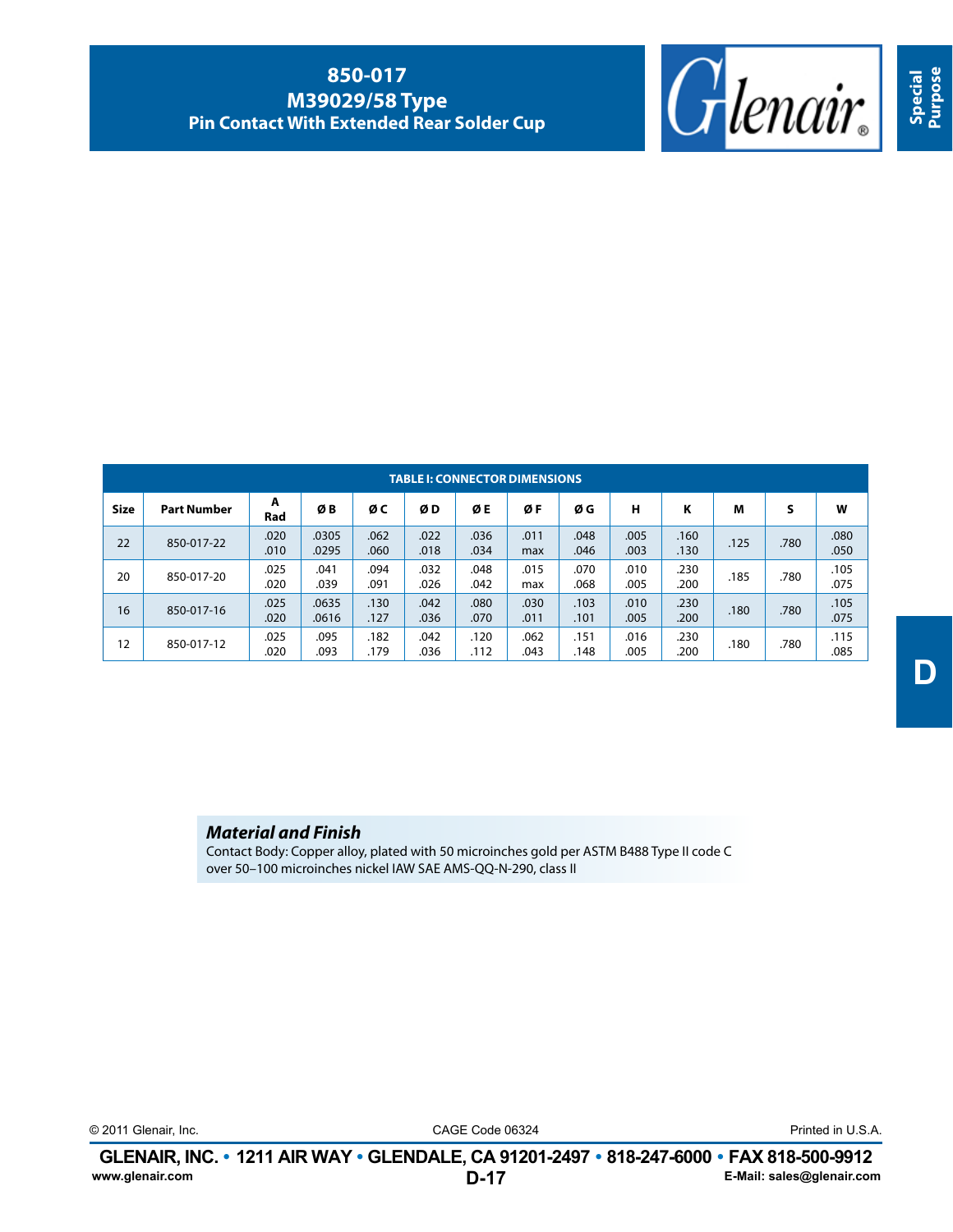# 850-017
## M39029/58 Type
### Pin Contact With Extended Rear Solder Cup

| TABLE I: CONNECTOR DIMENSIONS | | | | | | | | | | | | | |
|---|---|---|---|---|---|---|---|---|---|---|---|---|---|
| **Size** | **Part Number** | **A Rad** | **Ø B** | **Ø C** | **Ø D** | **Ø E** | **Ø F** | **Ø G** | **H** | **K** | **M** | **S** | **W** |
| 22 | 850-017-22 | .020 .010 | .0305 .0295 | .062 .060 | .022 .018 | .036 .034 | .011 max | .048 .046 | .005 .003 | .160 .130 | .125 | .780 | .080 .050 |
| 20 | 850-017-20 | .025 .020 | .041 .039 | .094 .091 | .032 .026 | .048 .042 | .015 max | .070 .068 | .010 .005 | .230 .200 | .185 | .780 | .105 .075 |
| 16 | 850-017-16 | .025 .020 | .0635 .0616 | .130 .127 | .042 .036 | .080 .070 | .030 .011 | .103 .101 | .010 .005 | .230 .200 | .180 | .780 | .105 .075 |
| 12 | 850-017-12 | .025 .020 | .095 .093 | .182 .179 | .042 .036 | .120 .112 | .062 .043 | .151 .148 | .016 .005 | .230 .200 | .180 | .780 | .115 .085 |

### *Material and Finish*

Contact Body: Copper alloy, plated with 50 microinches gold per ASTM B488 Type II code C over 50–100 microinches nickel IAW SAE AMS-QQ-N-290, class II